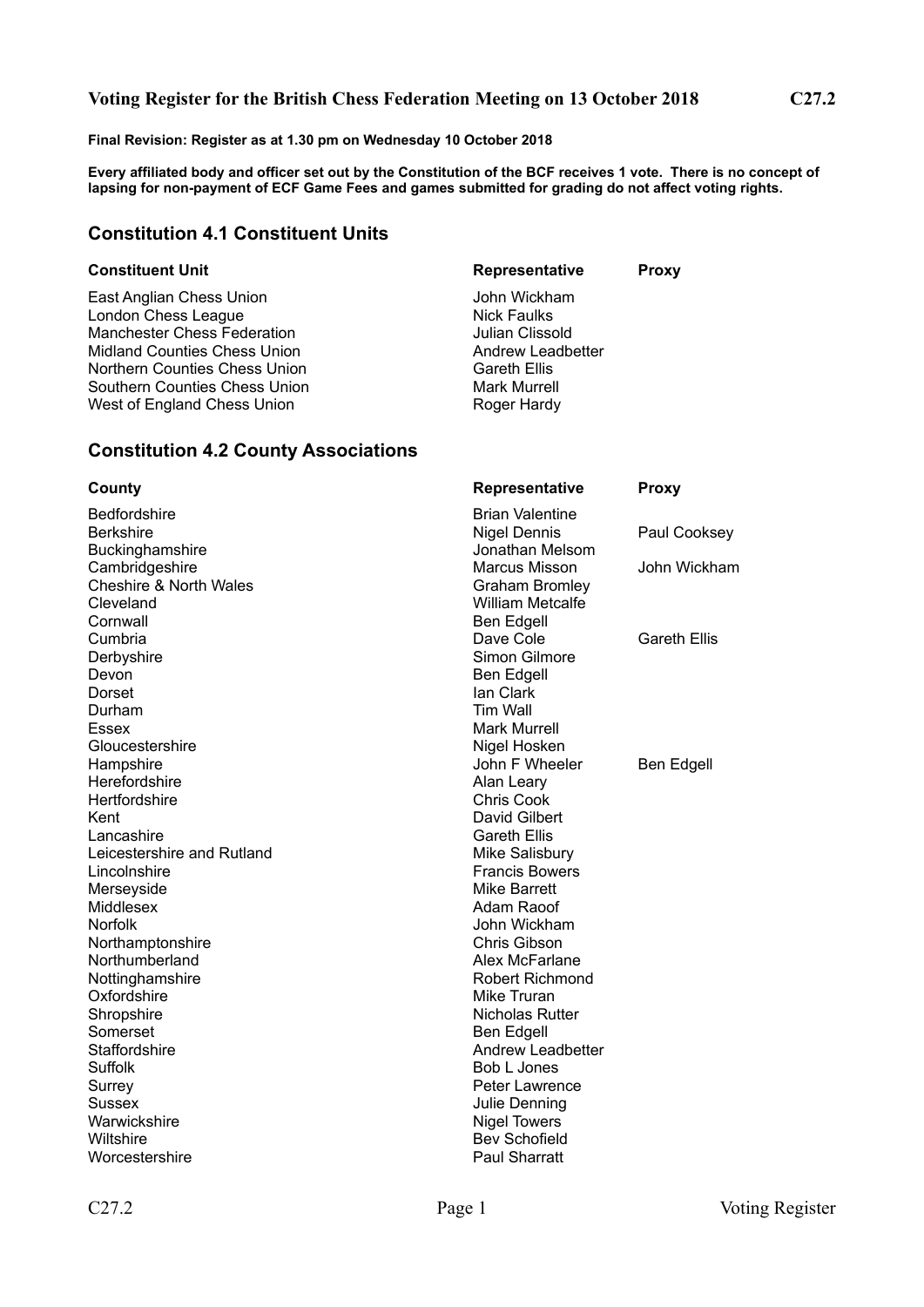## Voting Register for the British Chess Federation Meeting on 13 October 2018 C27.2

**Final Revision: Register as at 1.30 pm on Wednesday 10 October 2018**

**Every affiliated body and officer set out by the Constitution of the BCF receives 1 vote. There is no concept of lapsing for non-payment of ECF Game Fees and games submitted for grading do not affect voting rights.**

## Constitution 4.1 Constituent Units

| Constituent Unit | Representative | Proxy |
|---|---|---|
| East Anglian Chess Union | John Wickham | |
| London Chess League | Nick Faulks | |
| Manchester Chess Federation | Julian Clissold | |
| Midland Counties Chess Union | Andrew Leadbetter | |
| Northern Counties Chess Union | Gareth Ellis | |
| Southern Counties Chess Union | Mark Murrell | |
| West of England Chess Union | Roger Hardy | |

## Constitution 4.2 County Associations

| County | Representative | Proxy |
|---|---|---|
| Bedfordshire | Brian Valentine | |
| Berkshire | Nigel Dennis | Paul Cooksey |
| Buckinghamshire | Jonathan Melsom | |
| Cambridgeshire | Marcus Misson | John Wickham |
| Cheshire & North Wales | Graham Bromley | |
| Cleveland | William Metcalfe | |
| Cornwall | Ben Edgell | |
| Cumbria | Dave Cole | Gareth Ellis |
| Derbyshire | Simon Gilmore | |
| Devon | Ben Edgell | |
| Dorset | Ian Clark | |
| Durham | Tim Wall | |
| Essex | Mark Murrell | |
| Gloucestershire | Nigel Hosken | |
| Hampshire | John F Wheeler | Ben Edgell |
| Herefordshire | Alan Leary | |
| Hertfordshire | Chris Cook | |
| Kent | David Gilbert | |
| Lancashire | Gareth Ellis | |
| Leicestershire and Rutland | Mike Salisbury | |
| Lincolnshire | Francis Bowers | |
| Merseyside | Mike Barrett | |
| Middlesex | Adam Raoof | |
| Norfolk | John Wickham | |
| Northamptonshire | Chris Gibson | |
| Northumberland | Alex McFarlane | |
| Nottinghamshire | Robert Richmond | |
| Oxfordshire | Mike Truran | |
| Shropshire | Nicholas Rutter | |
| Somerset | Ben Edgell | |
| Staffordshire | Andrew Leadbetter | |
| Suffolk | Bob L Jones | |
| Surrey | Peter Lawrence | |
| Sussex | Julie Denning | |
| Warwickshire | Nigel Towers | |
| Wiltshire | Bev Schofield | |
| Worcestershire | Paul Sharratt | |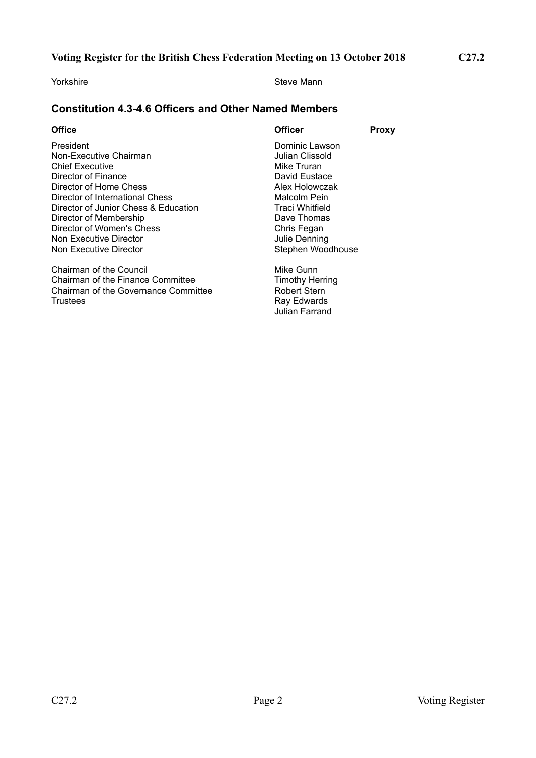| | | |
|---|---|---|
| Yorkshire | Steve Mann | |

## Constitution 4.3-4.6 Officers and Other Named Members

| Office | Officer | Proxy |
|---|---|---|
| President | Dominic Lawson | |
| Non-Executive Chairman | Julian Clissold | |
| Chief Executive | Mike Truran | |
| Director of Finance | David Eustace | |
| Director of Home Chess | Alex Holowczak | |
| Director of International Chess | Malcolm Pein | |
| Director of Junior Chess & Education | Traci Whitfield | |
| Director of Membership | Dave Thomas | |
| Director of Women's Chess | Chris Fegan | |
| Non Executive Director | Julie Denning | |
| Non Executive Director | Stephen Woodhouse | |
| Chairman of the Council | Mike Gunn | |
| Chairman of the Finance Committee | Timothy Herring | |
| Chairman of the Governance Committee | Robert Stern | |
| Trustees | Ray Edwards | |
| | Julian Farrand | |